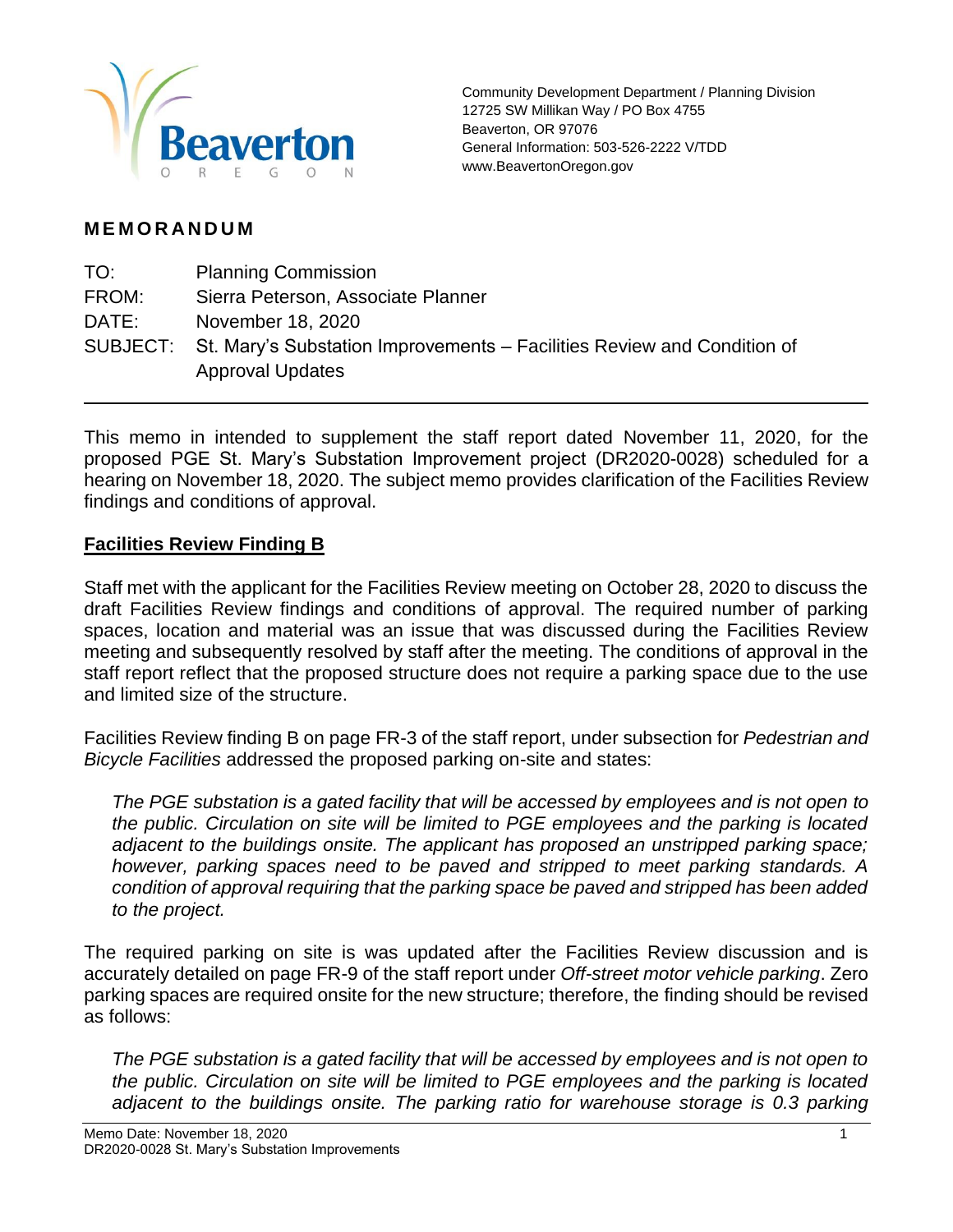Community Development Department / Planning Division
12725 SW Millikan Way / PO Box 4755
Beaverton, OR 97076
General Information: 503-526-2222 V/TDD
www.BeavertonOregon.gov

## MEMORANDUM

TO: Planning Commission
FROM: Sierra Peterson, Associate Planner
DATE: November 18, 2020
SUBJECT: St. Mary's Substation Improvements – Facilities Review and Condition of Approval Updates

---

This memo in intended to supplement the staff report dated November 11, 2020, for the proposed PGE St. Mary's Substation Improvement project (DR2020-0028) scheduled for a hearing on November 18, 2020. The subject memo provides clarification of the Facilities Review findings and conditions of approval.

### Facilities Review Finding B

Staff met with the applicant for the Facilities Review meeting on October 28, 2020 to discuss the draft Facilities Review findings and conditions of approval. The required number of parking spaces, location and material was an issue that was discussed during the Facilities Review meeting and subsequently resolved by staff after the meeting. The conditions of approval in the staff report reflect that the proposed structure does not require a parking space due to the use and limited size of the structure.

Facilities Review finding B on page FR-3 of the staff report, under subsection for *Pedestrian and Bicycle Facilities* addressed the proposed parking on-site and states:

> *The PGE substation is a gated facility that will be accessed by employees and is not open to the public. Circulation on site will be limited to PGE employees and the parking is located adjacent to the buildings onsite. The applicant has proposed an unstripped parking space; however, parking spaces need to be paved and stripped to meet parking standards. A condition of approval requiring that the parking space be paved and stripped has been added to the project.*

The required parking on site is was updated after the Facilities Review discussion and is accurately detailed on page FR-9 of the staff report under *Off-street motor vehicle parking*. Zero parking spaces are required onsite for the new structure; therefore, the finding should be revised as follows:

> *The PGE substation is a gated facility that will be accessed by employees and is not open to the public. Circulation on site will be limited to PGE employees and the parking is located adjacent to the buildings onsite. The parking ratio for warehouse storage is 0.3 parking*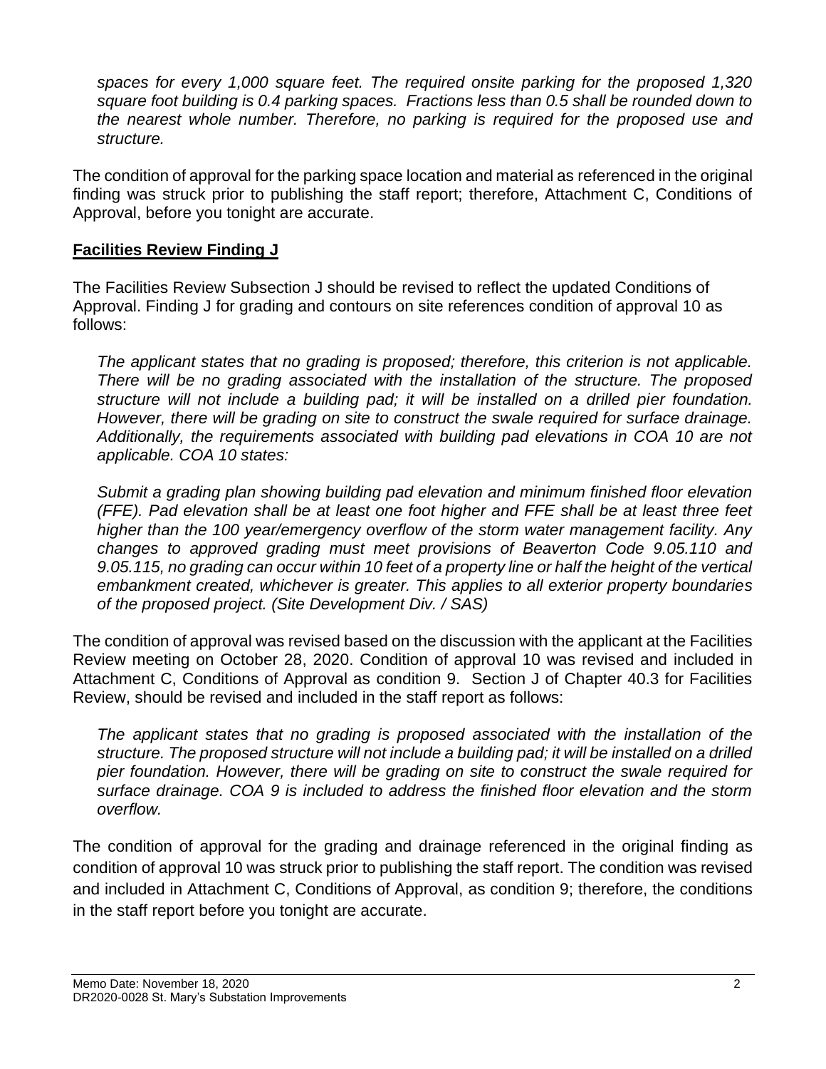*spaces for every 1,000 square feet. The required onsite parking for the proposed 1,320 square foot building is 0.4 parking spaces. Fractions less than 0.5 shall be rounded down to the nearest whole number. Therefore, no parking is required for the proposed use and structure.*

The condition of approval for the parking space location and material as referenced in the original finding was struck prior to publishing the staff report; therefore, Attachment C, Conditions of Approval, before you tonight are accurate.

**Facilities Review Finding J**

The Facilities Review Subsection J should be revised to reflect the updated Conditions of Approval. Finding J for grading and contours on site references condition of approval 10 as follows:

*The applicant states that no grading is proposed; therefore, this criterion is not applicable. There will be no grading associated with the installation of the structure. The proposed structure will not include a building pad; it will be installed on a drilled pier foundation. However, there will be grading on site to construct the swale required for surface drainage. Additionally, the requirements associated with building pad elevations in COA 10 are not applicable. COA 10 states:*

*Submit a grading plan showing building pad elevation and minimum finished floor elevation (FFE). Pad elevation shall be at least one foot higher and FFE shall be at least three feet higher than the 100 year/emergency overflow of the storm water management facility. Any changes to approved grading must meet provisions of Beaverton Code 9.05.110 and 9.05.115, no grading can occur within 10 feet of a property line or half the height of the vertical embankment created, whichever is greater. This applies to all exterior property boundaries of the proposed project. (Site Development Div. / SAS)*

The condition of approval was revised based on the discussion with the applicant at the Facilities Review meeting on October 28, 2020. Condition of approval 10 was revised and included in Attachment C, Conditions of Approval as condition 9. Section J of Chapter 40.3 for Facilities Review, should be revised and included in the staff report as follows:

*The applicant states that no grading is proposed associated with the installation of the structure. The proposed structure will not include a building pad; it will be installed on a drilled pier foundation. However, there will be grading on site to construct the swale required for surface drainage. COA 9 is included to address the finished floor elevation and the storm overflow.*

The condition of approval for the grading and drainage referenced in the original finding as condition of approval 10 was struck prior to publishing the staff report. The condition was revised and included in Attachment C, Conditions of Approval, as condition 9; therefore, the conditions in the staff report before you tonight are accurate.